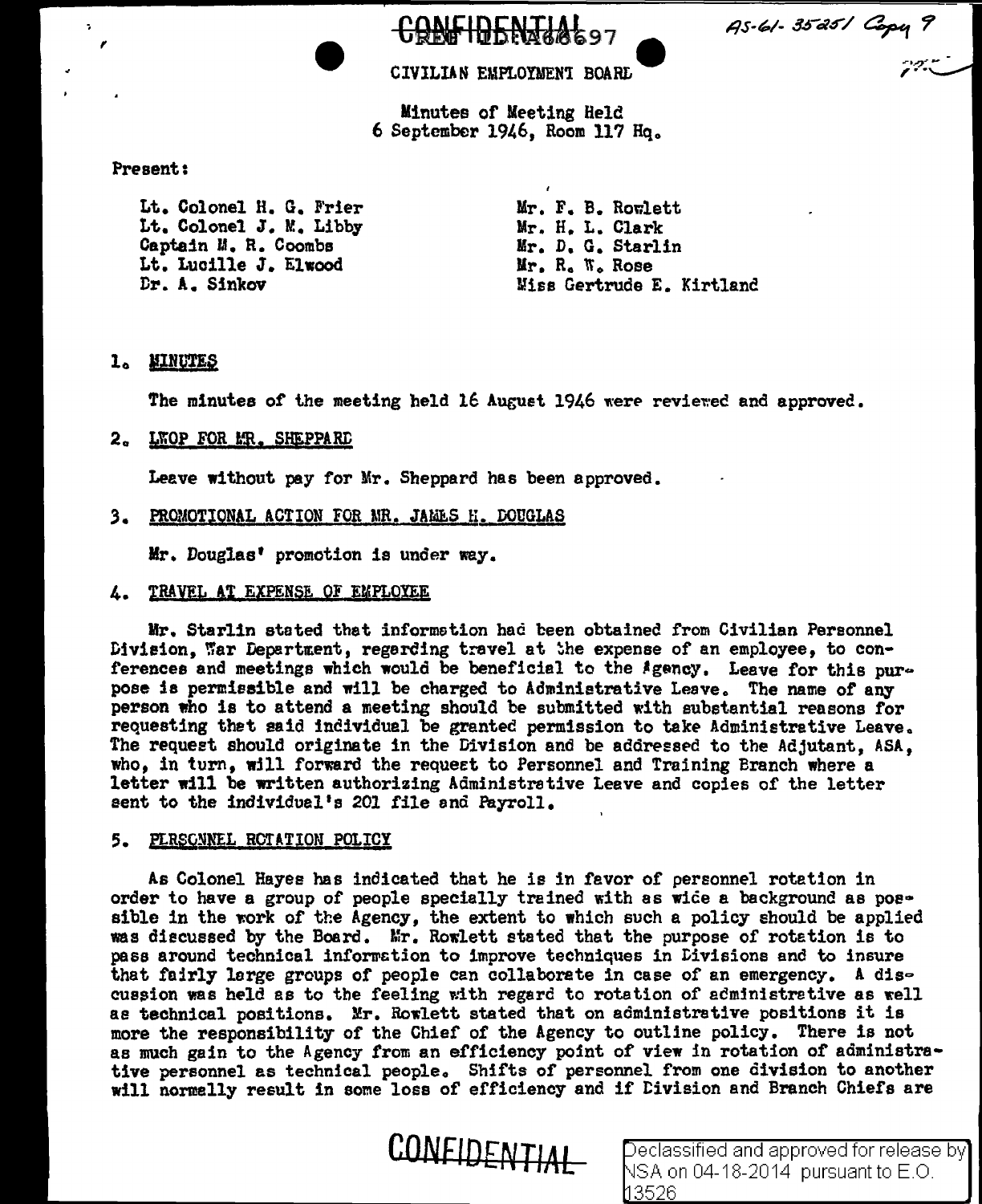CONFIDENTIAL

AS-61-35251 Copy 9

CIVILIAN EMPLOYMENT BOARD

Minutes of Meeting Held
6 September 1946, Room 117 Hq.

Present:

| | |
|---|---|
| Lt. Colonel H. G. Frier | Mr. F. B. Rowlett |
| Lt. Colonel J. M. Libby | Mr. H. L. Clark |
| Captain M. R. Coombs | Mr. D. G. Starlin |
| Lt. Lucille J. Elwood | Mr. R. W. Rose |
| Dr. A. Sinkov | Miss Gertrude E. Kirtland |

## 1. MINUTES

The minutes of the meeting held 16 August 1946 were reviewed and approved.

## 2. LWOP FOR MR. SHEPPARD

Leave without pay for Mr. Sheppard has been approved.

## 3. PROMOTIONAL ACTION FOR MR. JAMES H. DOUGLAS

Mr. Douglas' promotion is under way.

## 4. TRAVEL AT EXPENSE OF EMPLOYEE

Mr. Starlin stated that information had been obtained from Civilian Personnel Division, War Department, regarding travel at the expense of an employee, to conferences and meetings which would be beneficial to the Agency. Leave for this purpose is permissible and will be charged to Administrative Leave. The name of any person who is to attend a meeting should be submitted with substantial reasons for requesting that said individual be granted permission to take Administrative Leave. The request should originate in the Division and be addressed to the Adjutant, ASA, who, in turn, will forward the request to Personnel and Training Branch where a letter will be written authorizing Administrative Leave and copies of the letter sent to the individual's 201 file and Payroll.

## 5. PERSONNEL ROTATION POLICY

As Colonel Hayes has indicated that he is in favor of personnel rotation in order to have a group of people specially trained with as wide a background as possible in the work of the Agency, the extent to which such a policy should be applied was discussed by the Board. Mr. Rowlett stated that the purpose of rotation is to pass around technical information to improve techniques in Divisions and to insure that fairly large groups of people can collaborate in case of an emergency. A discussion was held as to the feeling with regard to rotation of administrative as well as technical positions. Mr. Rowlett stated that on administrative positions it is more the responsibility of the Chief of the Agency to outline policy. There is not as much gain to the Agency from an efficiency point of view in rotation of administrative personnel as technical people. Shifts of personnel from one division to another will normally result in some loss of efficiency and if Division and Branch Chiefs are

CONFIDENTIAL

Declassified and approved for release by NSA on 04-18-2014 pursuant to E.O. 13526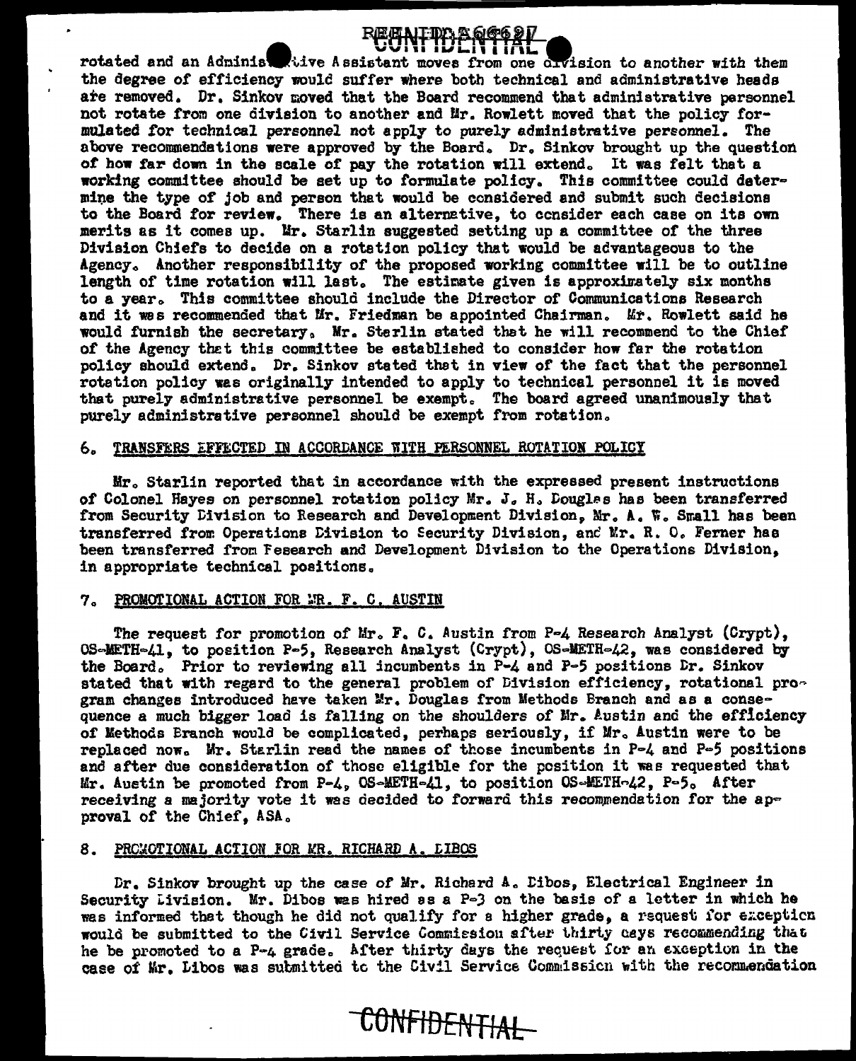rotated and an Administrative Assistant moves from one division to another with them the degree of efficiency would suffer where both technical and administrative heads are removed. Dr. Sinkov moved that the Board recommend that administrative personnel not rotate from one division to another and Mr. Rowlett moved that the policy formulated for technical personnel not apply to purely administrative personnel. The above recommendations were approved by the Board. Dr. Sinkov brought up the question of how far down in the scale of pay the rotation will extend. It was felt that a working committee should be set up to formulate policy. This committee could determine the type of job and person that would be considered and submit such decisions to the Board for review. There is an alternative, to consider each case on its own merits as it comes up. Mr. Starlin suggested setting up a committee of the three Division Chiefs to decide on a rotation policy that would be advantageous to the Agency. Another responsibility of the proposed working committee will be to outline length of time rotation will last. The estimate given is approximately six months to a year. This committee should include the Director of Communications Research and it was recommended that Mr. Friedman be appointed Chairman. Mr. Rowlett said he would furnish the secretary. Mr. Starlin stated that he will recommend to the Chief of the Agency that this committee be established to consider how far the rotation policy should extend. Dr. Sinkov stated that in view of the fact that the personnel rotation policy was originally intended to apply to technical personnel it is moved that purely administrative personnel be exempt. The board agreed unanimously that purely administrative personnel should be exempt from rotation.

6. TRANSFERS EFFECTED IN ACCORDANCE WITH PERSONNEL ROTATION POLICY

Mr. Starlin reported that in accordance with the expressed present instructions of Colonel Hayes on personnel rotation policy Mr. J. H. Douglas has been transferred from Security Division to Research and Development Division, Mr. A. W. Small has been transferred from Operations Division to Security Division, and Mr. R. O. Ferner has been transferred from Research and Development Division to the Operations Division, in appropriate technical positions.

7. PROMOTIONAL ACTION FOR MR. F. C. AUSTIN

The request for promotion of Mr. F. C. Austin from P-4 Research Analyst (Crypt), OS-METH-41, to position P-5, Research Analyst (Crypt), OS-METH-42, was considered by the Board. Prior to reviewing all incumbents in P-4 and P-5 positions Dr. Sinkov stated that with regard to the general problem of Division efficiency, rotational program changes introduced have taken Mr. Douglas from Methods Branch and as a consequence a much bigger load is falling on the shoulders of Mr. Austin and the efficiency of Methods Branch would be complicated, perhaps seriously, if Mr. Austin were to be replaced now. Mr. Starlin read the names of those incumbents in P-4 and P-5 positions and after due consideration of those eligible for the position it was requested that Mr. Austin be promoted from P-4, OS-METH-41, to position OS-METH-42, P-5. After receiving a majority vote it was decided to forward this recommendation for the approval of the Chief, ASA.

8. PROMOTIONAL ACTION FOR MR. RICHARD A. DIBOS

Dr. Sinkov brought up the case of Mr. Richard A. Dibos, Electrical Engineer in Security Division. Mr. Dibos was hired as a P-3 on the basis of a letter in which he was informed that though he did not qualify for a higher grade, a request for exception would be submitted to the Civil Service Commission after thirty days recommending that he be promoted to a P-4 grade. After thirty days the request for an exception in the case of Mr. Dibos was submitted to the Civil Service Commission with the recommendation

CONFIDENTIAL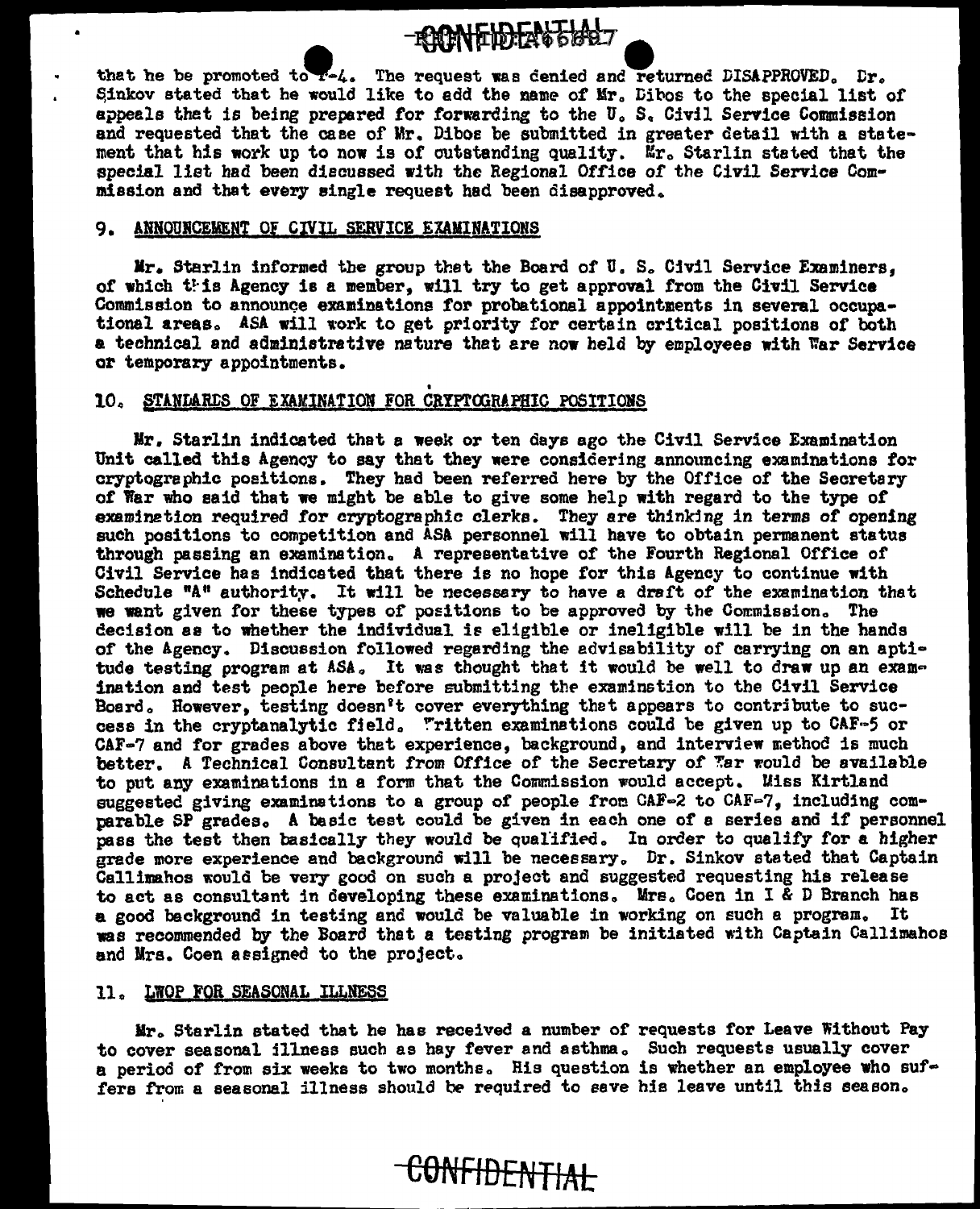that he be promoted to P-4. The request was denied and returned DISAPPROVED. Dr. Sinkov stated that he would like to add the name of Mr. Dibos to the special list of appeals that is being prepared for forwarding to the U. S. Civil Service Commission and requested that the case of Mr. Dibos be submitted in greater detail with a statement that his work up to now is of outstanding quality. Mr. Starlin stated that the special list had been discussed with the Regional Office of the Civil Service Commission and that every single request had been disapproved.

## 9. ANNOUNCEMENT OF CIVIL SERVICE EXAMINATIONS

Mr. Starlin informed the group that the Board of U. S. Civil Service Examiners, of which this Agency is a member, will try to get approval from the Civil Service Commission to announce examinations for probational appointments in several occupational areas. ASA will work to get priority for certain critical positions of both a technical and administrative nature that are now held by employees with War Service or temporary appointments.

## 10. STANDARDS OF EXAMINATION FOR CRYPTOGRAPHIC POSITIONS

Mr. Starlin indicated that a week or ten days ago the Civil Service Examination Unit called this Agency to say that they were considering announcing examinations for cryptographic positions. They had been referred here by the Office of the Secretary of War who said that we might be able to give some help with regard to the type of examination required for cryptographic clerks. They are thinking in terms of opening such positions to competition and ASA personnel will have to obtain permanent status through passing an examination. A representative of the Fourth Regional Office of Civil Service has indicated that there is no hope for this Agency to continue with Schedule "A" authority. It will be necessary to have a draft of the examination that we want given for these types of positions to be approved by the Commission. The decision as to whether the individual is eligible or ineligible will be in the hands of the Agency. Discussion followed regarding the advisability of carrying on an aptitude testing program at ASA. It was thought that it would be well to draw up an examination and test people here before submitting the examination to the Civil Service Board. However, testing doesn't cover everything that appears to contribute to success in the cryptanalytic field. Written examinations could be given up to CAF-5 or CAF-7 and for grades above that experience, background, and interview method is much better. A Technical Consultant from Office of the Secretary of War would be available to put any examinations in a form that the Commission would accept. Miss Kirtland suggested giving examinations to a group of people from CAF-2 to CAF-7, including comparable SP grades. A basic test could be given in each one of a series and if personnel pass the test then basically they would be qualified. In order to qualify for a higher grade more experience and background will be necessary. Dr. Sinkov stated that Captain Callimahos would be very good on such a project and suggested requesting his release to act as consultant in developing these examinations. Mrs. Coen in I & D Branch has a good background in testing and would be valuable in working on such a program. It was recommended by the Board that a testing program be initiated with Captain Callimahos and Mrs. Coen assigned to the project.

## 11. LWOP FOR SEASONAL ILLNESS

Mr. Starlin stated that he has received a number of requests for Leave Without Pay to cover seasonal illness such as hay fever and asthma. Such requests usually cover a period of from six weeks to two months. His question is whether an employee who suffers from a seasonal illness should be required to save his leave until this season.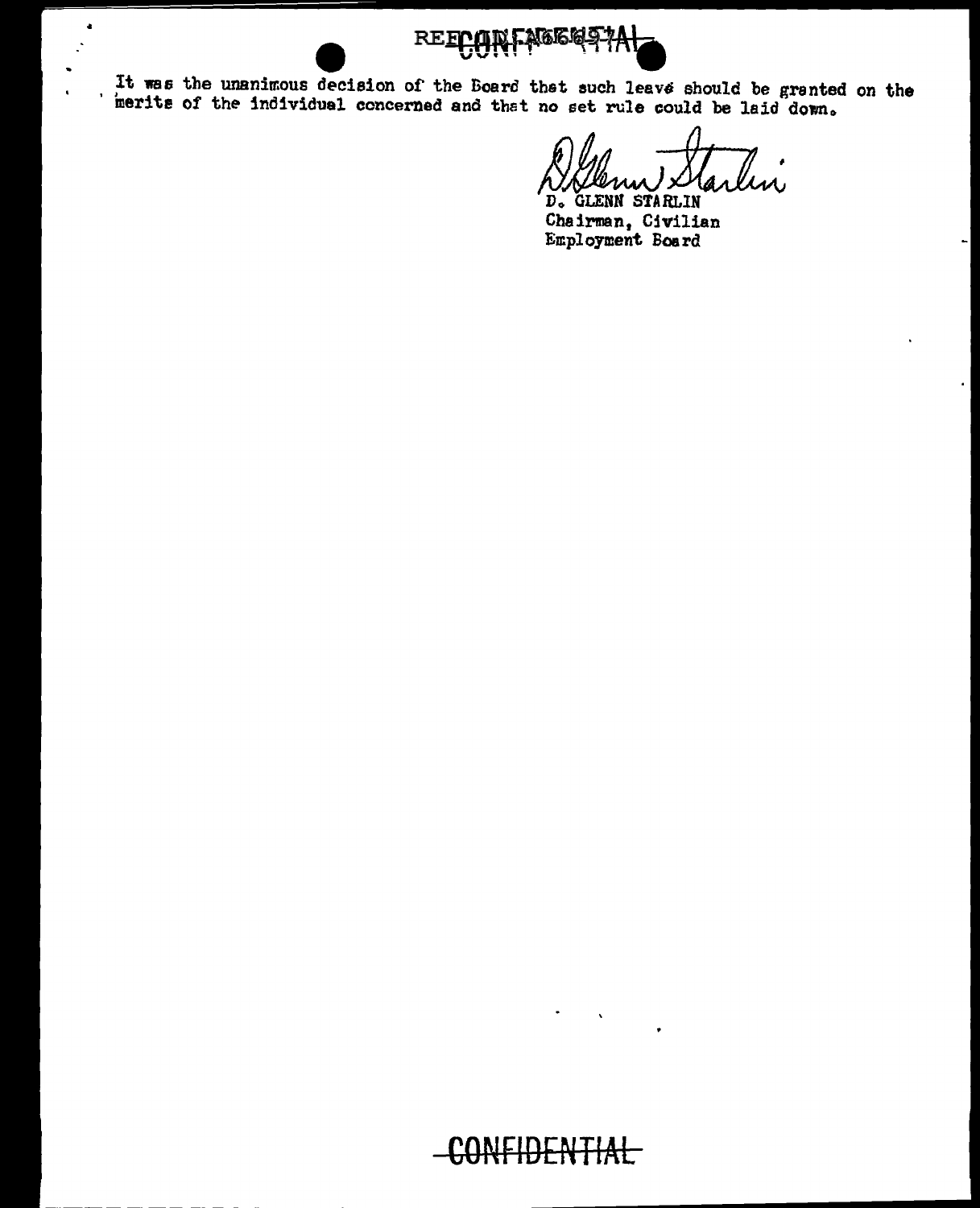It was the unanimous decision of the Board that such leave should be granted on the merits of the individual concerned and that no set rule could be laid down.

D. GLENN STARLIN
Chairman, Civilian
Employment Board

CONFIDENTIAL